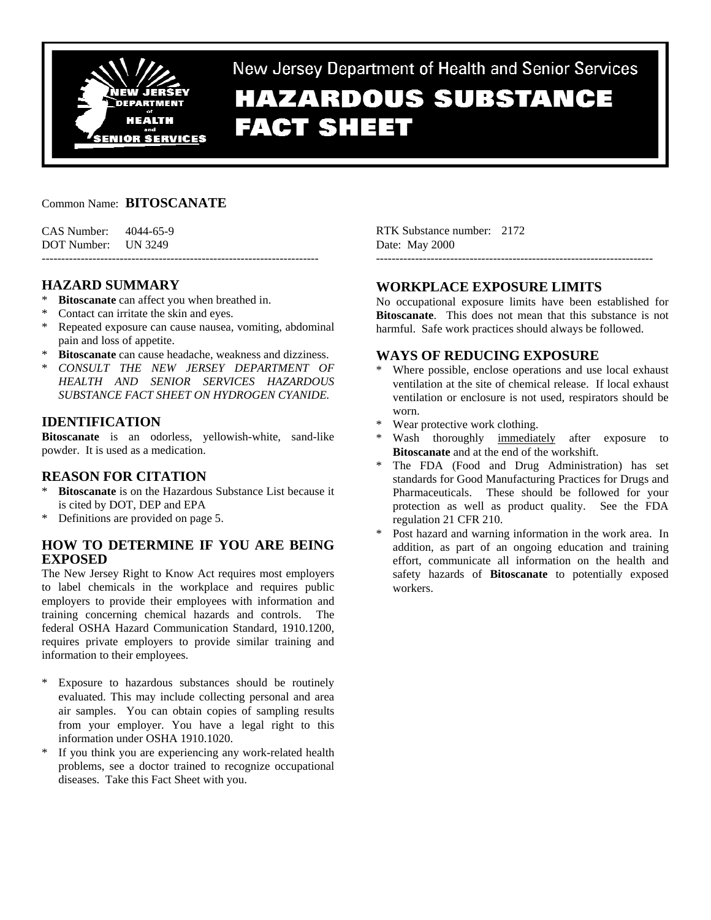New Jersey Department of Health and Senior Services

# HAZARDOUS SUBSTANCE FACT SHEET

Common Name: **BITOSCANATE**

CAS Number: 4044-65-9
DOT Number: UN 3249

RTK Substance number: 2172
Date: May 2000

---

## HAZARD SUMMARY

* **Bitoscanate** can affect you when breathed in.
* Contact can irritate the skin and eyes.
* Repeated exposure can cause nausea, vomiting, abdominal pain and loss of appetite.
* **Bitoscanate** can cause headache, weakness and dizziness.
* *CONSULT THE NEW JERSEY DEPARTMENT OF HEALTH AND SENIOR SERVICES HAZARDOUS SUBSTANCE FACT SHEET ON HYDROGEN CYANIDE.*

## IDENTIFICATION

**Bitoscanate** is an odorless, yellowish-white, sand-like powder. It is used as a medication.

## REASON FOR CITATION

* **Bitoscanate** is on the Hazardous Substance List because it is cited by DOT, DEP and EPA
* Definitions are provided on page 5.

## HOW TO DETERMINE IF YOU ARE BEING EXPOSED

The New Jersey Right to Know Act requires most employers to label chemicals in the workplace and requires public employers to provide their employees with information and training concerning chemical hazards and controls. The federal OSHA Hazard Communication Standard, 1910.1200, requires private employers to provide similar training and information to their employees.

* Exposure to hazardous substances should be routinely evaluated. This may include collecting personal and area air samples. You can obtain copies of sampling results from your employer. You have a legal right to this information under OSHA 1910.1020.
* If you think you are experiencing any work-related health problems, see a doctor trained to recognize occupational diseases. Take this Fact Sheet with you.

## WORKPLACE EXPOSURE LIMITS

No occupational exposure limits have been established for **Bitoscanate**. This does not mean that this substance is not harmful. Safe work practices should always be followed.

## WAYS OF REDUCING EXPOSURE

* Where possible, enclose operations and use local exhaust ventilation at the site of chemical release. If local exhaust ventilation or enclosure is not used, respirators should be worn.
* Wear protective work clothing.
* Wash thoroughly immediately after exposure to **Bitoscanate** and at the end of the workshift.
* The FDA (Food and Drug Administration) has set standards for Good Manufacturing Practices for Drugs and Pharmaceuticals. These should be followed for your protection as well as product quality. See the FDA regulation 21 CFR 210.
* Post hazard and warning information in the work area. In addition, as part of an ongoing education and training effort, communicate all information on the health and safety hazards of **Bitoscanate** to potentially exposed workers.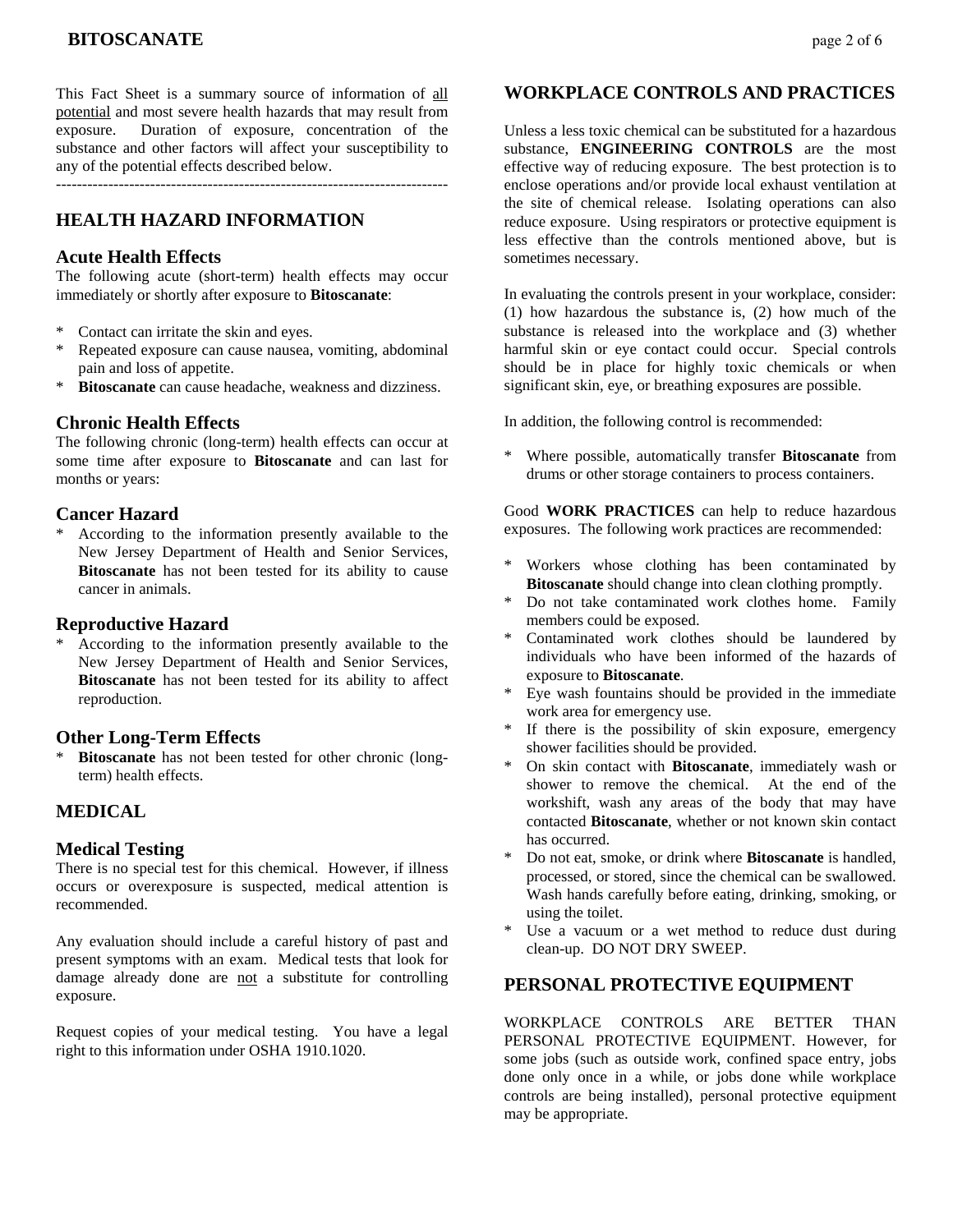This Fact Sheet is a summary source of information of all potential and most severe health hazards that may result from exposure. Duration of exposure, concentration of the substance and other factors will affect your susceptibility to any of the potential effects described below.

---

## HEALTH HAZARD INFORMATION

### Acute Health Effects

The following acute (short-term) health effects may occur immediately or shortly after exposure to **Bitoscanate**:

* Contact can irritate the skin and eyes.
* Repeated exposure can cause nausea, vomiting, abdominal pain and loss of appetite.
* **Bitoscanate** can cause headache, weakness and dizziness.

### Chronic Health Effects

The following chronic (long-term) health effects can occur at some time after exposure to **Bitoscanate** and can last for months or years:

### Cancer Hazard

* According to the information presently available to the New Jersey Department of Health and Senior Services, **Bitoscanate** has not been tested for its ability to cause cancer in animals.

### Reproductive Hazard

* According to the information presently available to the New Jersey Department of Health and Senior Services, **Bitoscanate** has not been tested for its ability to affect reproduction.

### Other Long-Term Effects

* **Bitoscanate** has not been tested for other chronic (long-term) health effects.

## MEDICAL

### Medical Testing

There is no special test for this chemical. However, if illness occurs or overexposure is suspected, medical attention is recommended.

Any evaluation should include a careful history of past and present symptoms with an exam. Medical tests that look for damage already done are not a substitute for controlling exposure.

Request copies of your medical testing. You have a legal right to this information under OSHA 1910.1020.

## WORKPLACE CONTROLS AND PRACTICES

Unless a less toxic chemical can be substituted for a hazardous substance, **ENGINEERING CONTROLS** are the most effective way of reducing exposure. The best protection is to enclose operations and/or provide local exhaust ventilation at the site of chemical release. Isolating operations can also reduce exposure. Using respirators or protective equipment is less effective than the controls mentioned above, but is sometimes necessary.

In evaluating the controls present in your workplace, consider: (1) how hazardous the substance is, (2) how much of the substance is released into the workplace and (3) whether harmful skin or eye contact could occur. Special controls should be in place for highly toxic chemicals or when significant skin, eye, or breathing exposures are possible.

In addition, the following control is recommended:

* Where possible, automatically transfer **Bitoscanate** from drums or other storage containers to process containers.

Good **WORK PRACTICES** can help to reduce hazardous exposures. The following work practices are recommended:

* Workers whose clothing has been contaminated by **Bitoscanate** should change into clean clothing promptly.
* Do not take contaminated work clothes home. Family members could be exposed.
* Contaminated work clothes should be laundered by individuals who have been informed of the hazards of exposure to **Bitoscanate**.
* Eye wash fountains should be provided in the immediate work area for emergency use.
* If there is the possibility of skin exposure, emergency shower facilities should be provided.
* On skin contact with **Bitoscanate**, immediately wash or shower to remove the chemical. At the end of the workshift, wash any areas of the body that may have contacted **Bitoscanate**, whether or not known skin contact has occurred.
* Do not eat, smoke, or drink where **Bitoscanate** is handled, processed, or stored, since the chemical can be swallowed. Wash hands carefully before eating, drinking, smoking, or using the toilet.
* Use a vacuum or a wet method to reduce dust during clean-up. DO NOT DRY SWEEP.

## PERSONAL PROTECTIVE EQUIPMENT

WORKPLACE CONTROLS ARE BETTER THAN PERSONAL PROTECTIVE EQUIPMENT. However, for some jobs (such as outside work, confined space entry, jobs done only once in a while, or jobs done while workplace controls are being installed), personal protective equipment may be appropriate.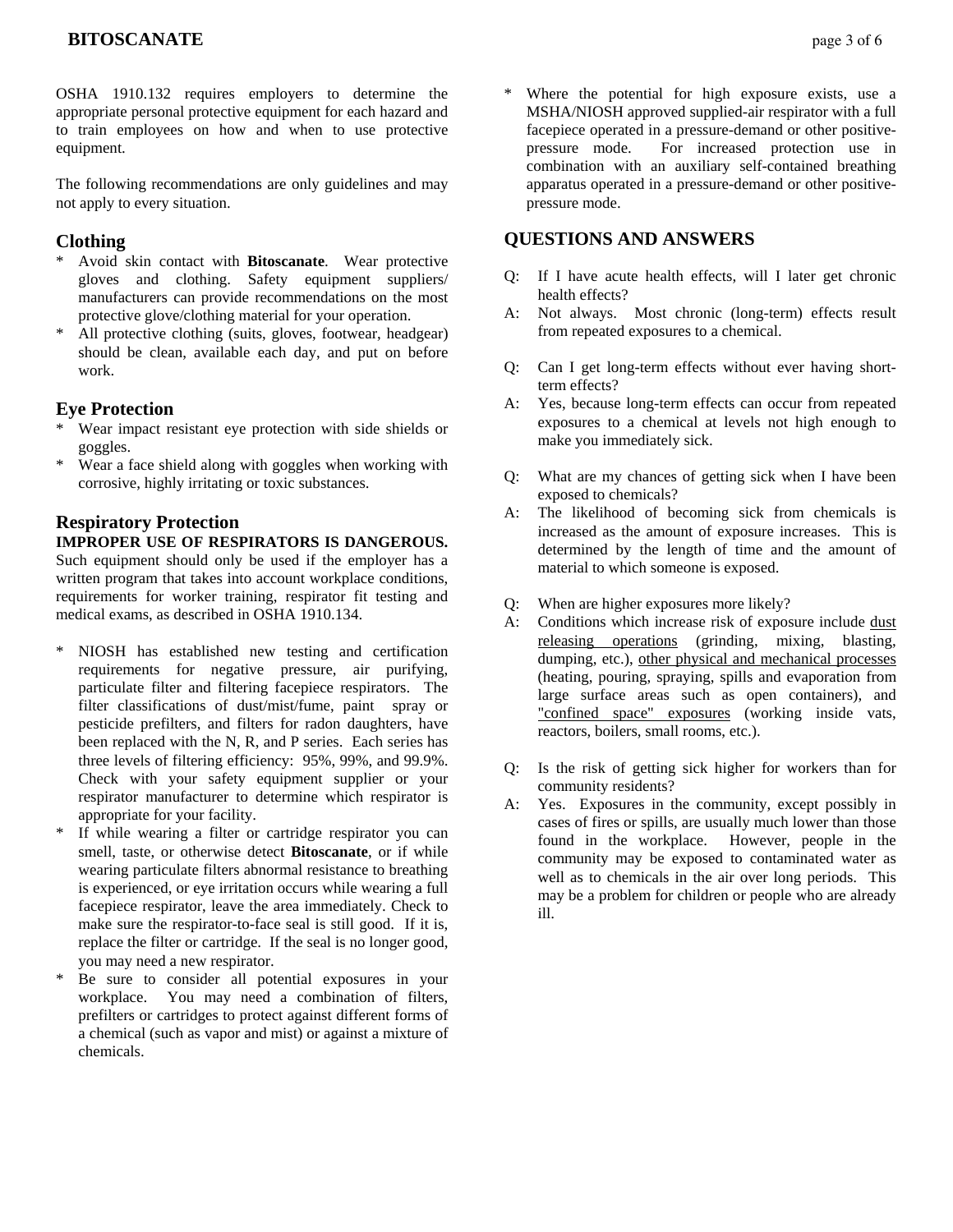OSHA 1910.132 requires employers to determine the appropriate personal protective equipment for each hazard and to train employees on how and when to use protective equipment.

The following recommendations are only guidelines and may not apply to every situation.

## Clothing

* Avoid skin contact with **Bitoscanate**. Wear protective gloves and clothing. Safety equipment suppliers/ manufacturers can provide recommendations on the most protective glove/clothing material for your operation.
* All protective clothing (suits, gloves, footwear, headgear) should be clean, available each day, and put on before work.

## Eye Protection

* Wear impact resistant eye protection with side shields or goggles.
* Wear a face shield along with goggles when working with corrosive, highly irritating or toxic substances.

## Respiratory Protection

**IMPROPER USE OF RESPIRATORS IS DANGEROUS.** Such equipment should only be used if the employer has a written program that takes into account workplace conditions, requirements for worker training, respirator fit testing and medical exams, as described in OSHA 1910.134.

* NIOSH has established new testing and certification requirements for negative pressure, air purifying, particulate filter and filtering facepiece respirators. The filter classifications of dust/mist/fume, paint spray or pesticide prefilters, and filters for radon daughters, have been replaced with the N, R, and P series. Each series has three levels of filtering efficiency: 95%, 99%, and 99.9%. Check with your safety equipment supplier or your respirator manufacturer to determine which respirator is appropriate for your facility.
* If while wearing a filter or cartridge respirator you can smell, taste, or otherwise detect **Bitoscanate**, or if while wearing particulate filters abnormal resistance to breathing is experienced, or eye irritation occurs while wearing a full facepiece respirator, leave the area immediately. Check to make sure the respirator-to-face seal is still good. If it is, replace the filter or cartridge. If the seal is no longer good, you may need a new respirator.
* Be sure to consider all potential exposures in your workplace. You may need a combination of filters, prefilters or cartridges to protect against different forms of a chemical (such as vapor and mist) or against a mixture of chemicals.
* Where the potential for high exposure exists, use a MSHA/NIOSH approved supplied-air respirator with a full facepiece operated in a pressure-demand or other positive-pressure mode. For increased protection use in combination with an auxiliary self-contained breathing apparatus operated in a pressure-demand or other positive-pressure mode.

## QUESTIONS AND ANSWERS

Q: If I have acute health effects, will I later get chronic health effects?
A: Not always. Most chronic (long-term) effects result from repeated exposures to a chemical.

Q: Can I get long-term effects without ever having short-term effects?
A: Yes, because long-term effects can occur from repeated exposures to a chemical at levels not high enough to make you immediately sick.

Q: What are my chances of getting sick when I have been exposed to chemicals?
A: The likelihood of becoming sick from chemicals is increased as the amount of exposure increases. This is determined by the length of time and the amount of material to which someone is exposed.

Q: When are higher exposures more likely?
A: Conditions which increase risk of exposure include dust releasing operations (grinding, mixing, blasting, dumping, etc.), other physical and mechanical processes (heating, pouring, spraying, spills and evaporation from large surface areas such as open containers), and "confined space" exposures (working inside vats, reactors, boilers, small rooms, etc.).

Q: Is the risk of getting sick higher for workers than for community residents?
A: Yes. Exposures in the community, except possibly in cases of fires or spills, are usually much lower than those found in the workplace. However, people in the community may be exposed to contaminated water as well as to chemicals in the air over long periods. This may be a problem for children or people who are already ill.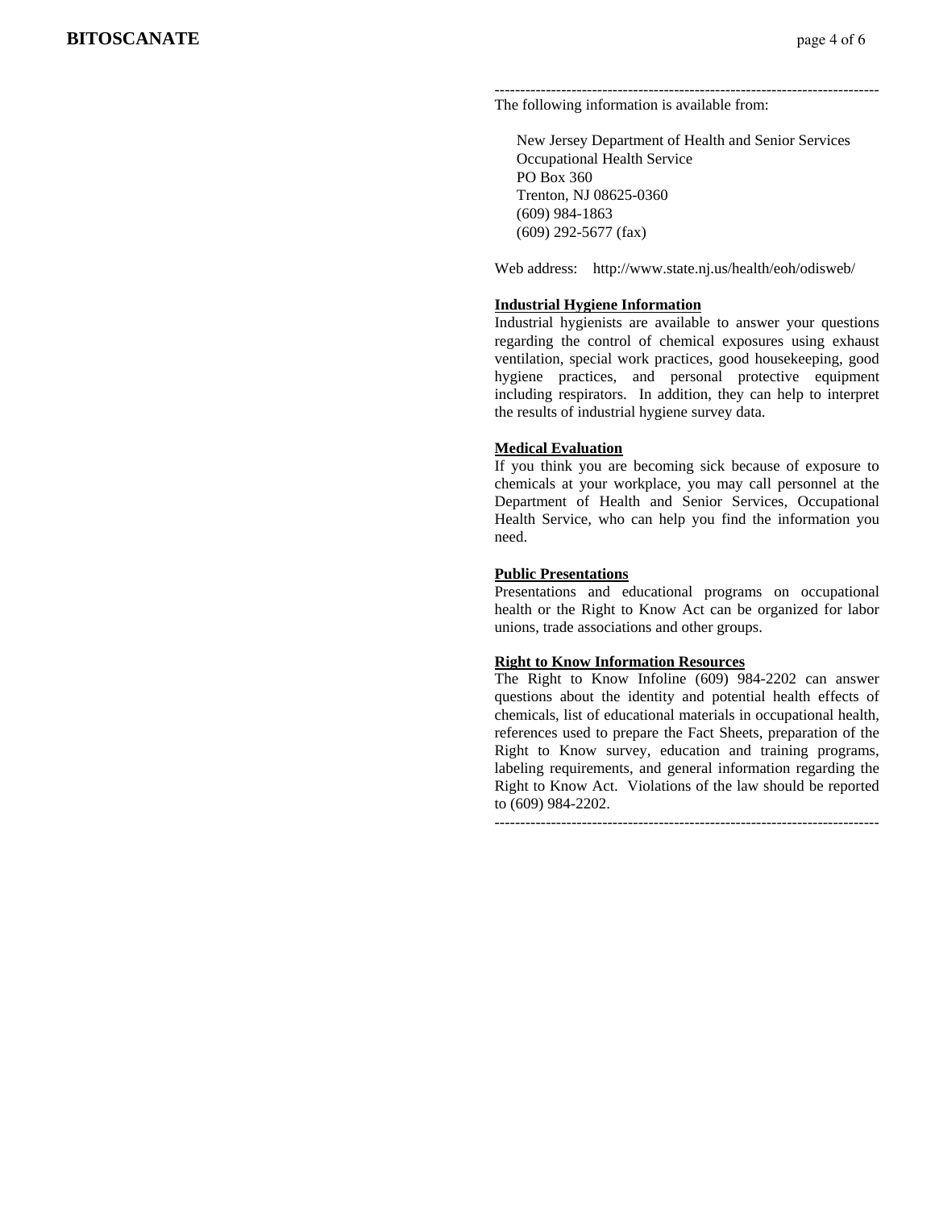---

The following information is available from:

New Jersey Department of Health and Senior Services
Occupational Health Service
PO Box 360
Trenton, NJ 08625-0360
(609) 984-1863
(609) 292-5677 (fax)

Web address: http://www.state.nj.us/health/eoh/odisweb/

**Industrial Hygiene Information**

Industrial hygienists are available to answer your questions regarding the control of chemical exposures using exhaust ventilation, special work practices, good housekeeping, good hygiene practices, and personal protective equipment including respirators. In addition, they can help to interpret the results of industrial hygiene survey data.

**Medical Evaluation**

If you think you are becoming sick because of exposure to chemicals at your workplace, you may call personnel at the Department of Health and Senior Services, Occupational Health Service, who can help you find the information you need.

**Public Presentations**

Presentations and educational programs on occupational health or the Right to Know Act can be organized for labor unions, trade associations and other groups.

**Right to Know Information Resources**

The Right to Know Infoline (609) 984-2202 can answer questions about the identity and potential health effects of chemicals, list of educational materials in occupational health, references used to prepare the Fact Sheets, preparation of the Right to Know survey, education and training programs, labeling requirements, and general information regarding the Right to Know Act. Violations of the law should be reported to (609) 984-2202.

---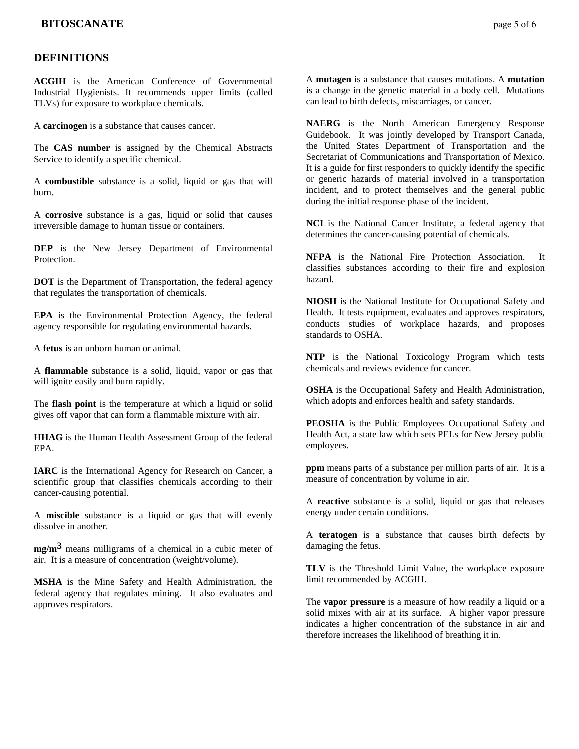## DEFINITIONS

**ACGIH** is the American Conference of Governmental Industrial Hygienists. It recommends upper limits (called TLVs) for exposure to workplace chemicals.

A **carcinogen** is a substance that causes cancer.

The **CAS number** is assigned by the Chemical Abstracts Service to identify a specific chemical.

A **combustible** substance is a solid, liquid or gas that will burn.

A **corrosive** substance is a gas, liquid or solid that causes irreversible damage to human tissue or containers.

**DEP** is the New Jersey Department of Environmental Protection.

**DOT** is the Department of Transportation, the federal agency that regulates the transportation of chemicals.

**EPA** is the Environmental Protection Agency, the federal agency responsible for regulating environmental hazards.

A **fetus** is an unborn human or animal.

A **flammable** substance is a solid, liquid, vapor or gas that will ignite easily and burn rapidly.

The **flash point** is the temperature at which a liquid or solid gives off vapor that can form a flammable mixture with air.

**HHAG** is the Human Health Assessment Group of the federal EPA.

**IARC** is the International Agency for Research on Cancer, a scientific group that classifies chemicals according to their cancer-causing potential.

A **miscible** substance is a liquid or gas that will evenly dissolve in another.

**mg/m$^3$** means milligrams of a chemical in a cubic meter of air. It is a measure of concentration (weight/volume).

**MSHA** is the Mine Safety and Health Administration, the federal agency that regulates mining. It also evaluates and approves respirators.

A **mutagen** is a substance that causes mutations. A **mutation** is a change in the genetic material in a body cell. Mutations can lead to birth defects, miscarriages, or cancer.

**NAERG** is the North American Emergency Response Guidebook. It was jointly developed by Transport Canada, the United States Department of Transportation and the Secretariat of Communications and Transportation of Mexico. It is a guide for first responders to quickly identify the specific or generic hazards of material involved in a transportation incident, and to protect themselves and the general public during the initial response phase of the incident.

**NCI** is the National Cancer Institute, a federal agency that determines the cancer-causing potential of chemicals.

**NFPA** is the National Fire Protection Association. It classifies substances according to their fire and explosion hazard.

**NIOSH** is the National Institute for Occupational Safety and Health. It tests equipment, evaluates and approves respirators, conducts studies of workplace hazards, and proposes standards to OSHA.

**NTP** is the National Toxicology Program which tests chemicals and reviews evidence for cancer.

**OSHA** is the Occupational Safety and Health Administration, which adopts and enforces health and safety standards.

**PEOSHA** is the Public Employees Occupational Safety and Health Act, a state law which sets PELs for New Jersey public employees.

**ppm** means parts of a substance per million parts of air. It is a measure of concentration by volume in air.

A **reactive** substance is a solid, liquid or gas that releases energy under certain conditions.

A **teratogen** is a substance that causes birth defects by damaging the fetus.

**TLV** is the Threshold Limit Value, the workplace exposure limit recommended by ACGIH.

The **vapor pressure** is a measure of how readily a liquid or a solid mixes with air at its surface. A higher vapor pressure indicates a higher concentration of the substance in air and therefore increases the likelihood of breathing it in.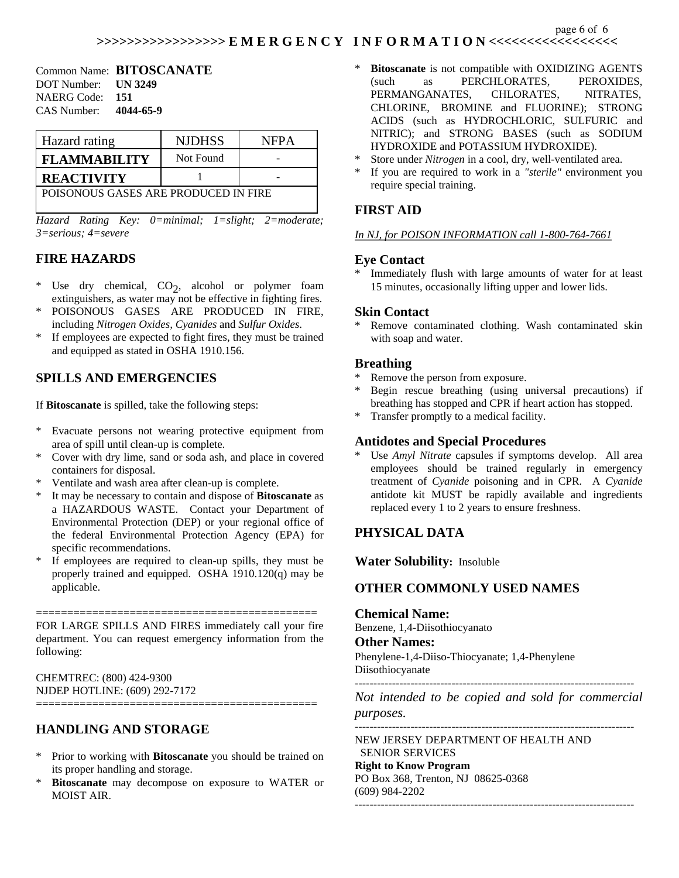# >>>>>>>>>>>>>>>>> E M E R G E N C Y I N F O R M A T I O N <<<<<<<<<<<<<<<<<

Common Name: **BITOSCANATE**
DOT Number: **UN 3249**
NAERG Code: **151**
CAS Number: **4044-65-9**

| Hazard rating | NJDHSS | NFPA |
|---|---|---|
| **FLAMMABILITY** | Not Found | - |
| **REACTIVITY** | 1 | - |
| POISONOUS GASES ARE PRODUCED IN FIRE | | |

*Hazard Rating Key: 0=minimal; 1=slight; 2=moderate; 3=serious; 4=severe*

## FIRE HAZARDS

* Use dry chemical, $CO_2$, alcohol or polymer foam extinguishers, as water may not be effective in fighting fires.
* POISONOUS GASES ARE PRODUCED IN FIRE, including *Nitrogen Oxides*, *Cyanides* and *Sulfur Oxides*.
* If employees are expected to fight fires, they must be trained and equipped as stated in OSHA 1910.156.

## SPILLS AND EMERGENCIES

If **Bitoscanate** is spilled, take the following steps:

* Evacuate persons not wearing protective equipment from area of spill until clean-up is complete.
* Cover with dry lime, sand or soda ash, and place in covered containers for disposal.
* Ventilate and wash area after clean-up is complete.
* It may be necessary to contain and dispose of **Bitoscanate** as a HAZARDOUS WASTE. Contact your Department of Environmental Protection (DEP) or your regional office of the federal Environmental Protection Agency (EPA) for specific recommendations.
* If employees are required to clean-up spills, they must be properly trained and equipped. OSHA 1910.120(q) may be applicable.

============================================

FOR LARGE SPILLS AND FIRES immediately call your fire department. You can request emergency information from the following:

CHEMTREC: (800) 424-9300
NJDEP HOTLINE: (609) 292-7172

============================================

## HANDLING AND STORAGE

* Prior to working with **Bitoscanate** you should be trained on its proper handling and storage.
* **Bitoscanate** may decompose on exposure to WATER or MOIST AIR.
* **Bitoscanate** is not compatible with OXIDIZING AGENTS (such as PERCHLORATES, PEROXIDES, PERMANGANATES, CHLORATES, NITRATES, CHLORINE, BROMINE and FLUORINE); STRONG ACIDS (such as HYDROCHLORIC, SULFURIC and NITRIC); and STRONG BASES (such as SODIUM HYDROXIDE and POTASSIUM HYDROXIDE).
* Store under *Nitrogen* in a cool, dry, well-ventilated area.
* If you are required to work in a *"sterile"* environment you require special training.

## FIRST AID

In NJ, for POISON INFORMATION call 1-800-764-7661

### Eye Contact

* Immediately flush with large amounts of water for at least 15 minutes, occasionally lifting upper and lower lids.

### Skin Contact

* Remove contaminated clothing. Wash contaminated skin with soap and water.

### Breathing

* Remove the person from exposure.
* Begin rescue breathing (using universal precautions) if breathing has stopped and CPR if heart action has stopped.
* Transfer promptly to a medical facility.

### Antidotes and Special Procedures

* Use *Amyl Nitrate* capsules if symptoms develop. All area employees should be trained regularly in emergency treatment of *Cyanide* poisoning and in CPR. A *Cyanide* antidote kit MUST be rapidly available and ingredients replaced every 1 to 2 years to ensure freshness.

## PHYSICAL DATA

**Water Solubility:** Insoluble

## OTHER COMMONLY USED NAMES

**Chemical Name:**
Benzene, 1,4-Diisothiocyanato

**Other Names:**
Phenylene-1,4-Diiso-Thiocyanate; 1,4-Phenylene Diisothiocyanate

---

*Not intended to be copied and sold for commercial purposes.*

---

NEW JERSEY DEPARTMENT OF HEALTH AND SENIOR SERVICES
**Right to Know Program**
PO Box 368, Trenton, NJ 08625-0368
(609) 984-2202

---